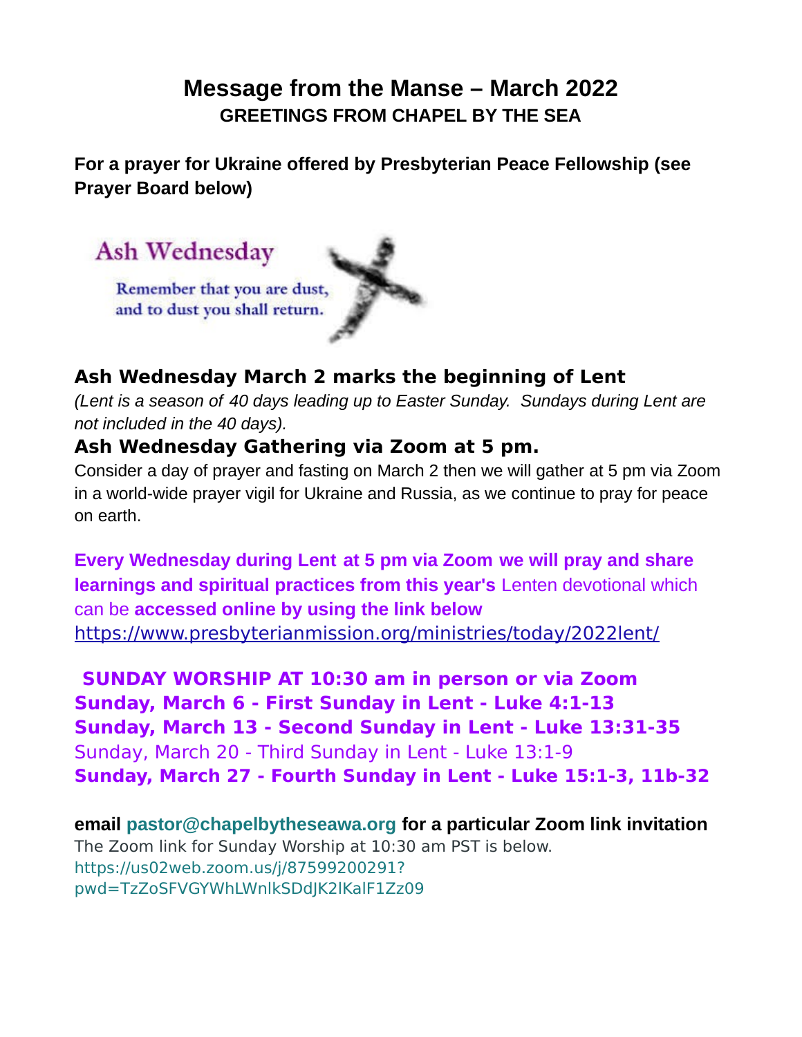# Message from the Manse – March 2022

## GREETINGS FROM CHAPEL BY THE SEA

**For a prayer for Ukraine offered by Presbyterian Peace Fellowship (see Prayer Board below)**

Ash Wednesday

Remember that you are dust, and to dust you shall return.

### Ash Wednesday March 2 marks the beginning of Lent

*(Lent is a season of 40 days leading up to Easter Sunday. Sundays during Lent are not included in the 40 days).*

### Ash Wednesday Gathering via Zoom at 5 pm.

Consider a day of prayer and fasting on March 2 then we will gather at 5 pm via Zoom in a world-wide prayer vigil for Ukraine and Russia, as we continue to pray for peace on earth.

**Every Wednesday during Lent at 5 pm via Zoom we will pray and share learnings and spiritual practices from this year's** Lenten devotional which can be **accessed online by using the link below**
https://www.presbyterianmission.org/ministries/today/2022lent/

**SUNDAY WORSHIP AT 10:30 am in person or via Zoom**
**Sunday, March 6 - First Sunday in Lent - Luke 4:1-13**
**Sunday, March 13 - Second Sunday in Lent - Luke 13:31-35**
Sunday, March 20 - Third Sunday in Lent - Luke 13:1-9
**Sunday, March 27 - Fourth Sunday in Lent - Luke 15:1-3, 11b-32**

**email pastor@chapelbytheseawa.org for a particular Zoom link invitation**
The Zoom link for Sunday Worship at 10:30 am PST is below.
https://us02web.zoom.us/j/87599200291?pwd=TzZoSFVGYWhLWnlkSDdJK2lKalF1Zz09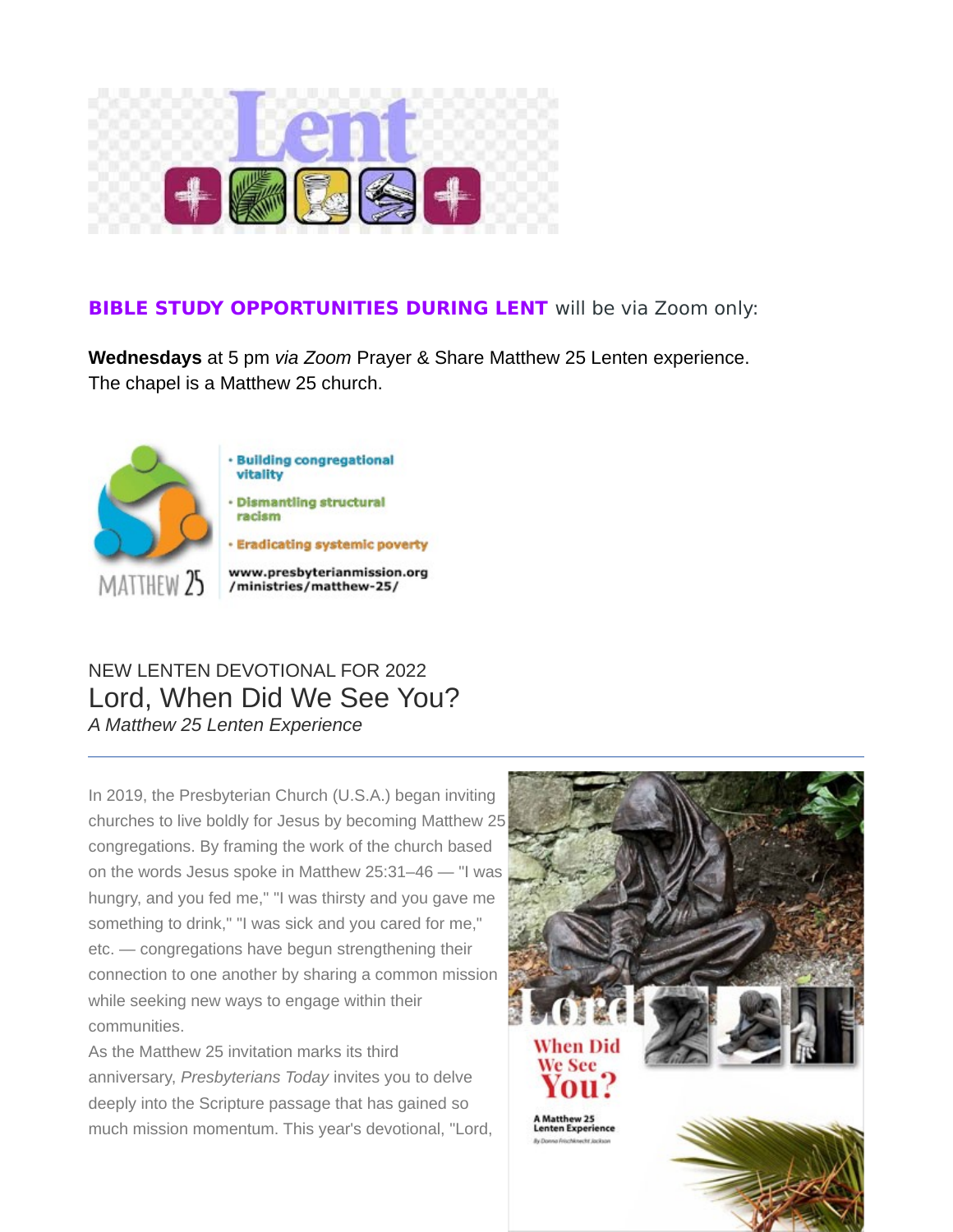**BIBLE STUDY OPPORTUNITIES DURING LENT** will be via Zoom only:

**Wednesdays** at 5 pm *via Zoom* Prayer & Share Matthew 25 Lenten experience. The chapel is a Matthew 25 church.

- Building congregational vitality
- Dismantling structural racism
- Eradicating systemic poverty

www.presbyterianmission.org/ministries/matthew-25/

NEW LENTEN DEVOTIONAL FOR 2022

## Lord, When Did We See You?

*A Matthew 25 Lenten Experience*

---

In 2019, the Presbyterian Church (U.S.A.) began inviting churches to live boldly for Jesus by becoming Matthew 25 congregations. By framing the work of the church based on the words Jesus spoke in Matthew 25:31–46 — "I was hungry, and you fed me," "I was thirsty and you gave me something to drink," "I was sick and you cared for me," etc. — congregations have begun strengthening their connection to one another by sharing a common mission while seeking new ways to engage within their communities.

As the Matthew 25 invitation marks its third anniversary, *Presbyterians Today* invites you to delve deeply into the Scripture passage that has gained so much mission momentum. This year's devotional, "Lord,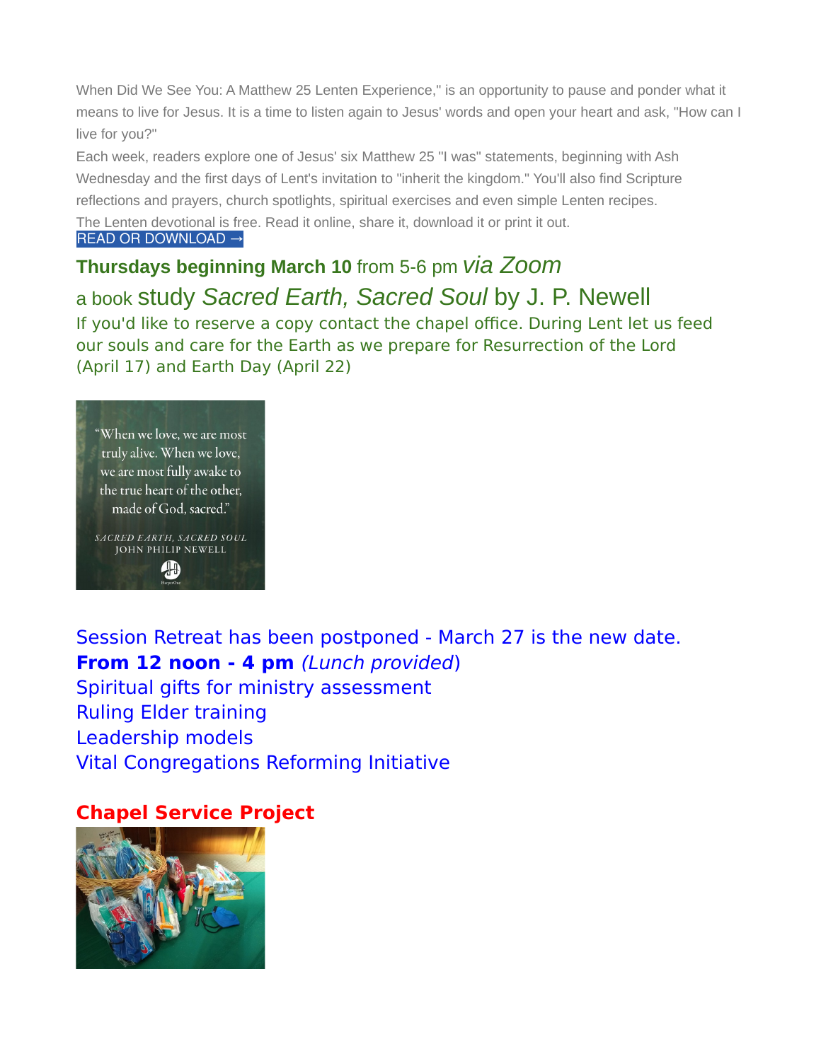When Did We See You: A Matthew 25 Lenten Experience," is an opportunity to pause and ponder what it means to live for Jesus. It is a time to listen again to Jesus' words and open your heart and ask, "How can I live for you?"

Each week, readers explore one of Jesus' six Matthew 25 "I was" statements, beginning with Ash Wednesday and the first days of Lent's invitation to "inherit the kingdom." You'll also find Scripture reflections and prayers, church spotlights, spiritual exercises and even simple Lenten recipes.

The Lenten devotional is free. Read it online, share it, download it or print it out.

READ OR DOWNLOAD →

**Thursdays beginning March 10** from 5-6 pm *via Zoom*

a book study *Sacred Earth, Sacred Soul* by J. P. Newell

If you'd like to reserve a copy contact the chapel office. During Lent let us feed our souls and care for the Earth as we prepare for Resurrection of the Lord (April 17) and Earth Day (April 22)

Session Retreat has been postponed - March 27 is the new date.

**From 12 noon - 4 pm** *(Lunch provided)*

Spiritual gifts for ministry assessment

Ruling Elder training

Leadership models

Vital Congregations Reforming Initiative

**Chapel Service Project**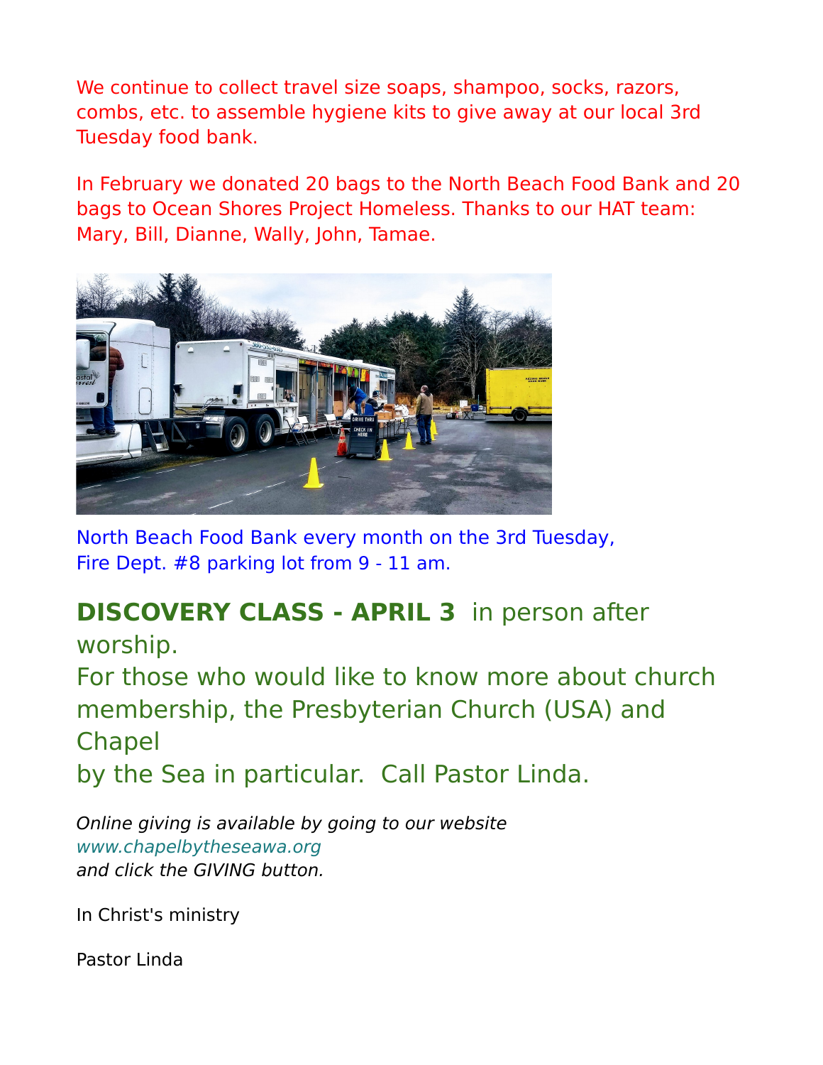We continue to collect travel size soaps, shampoo, socks, razors, combs, etc. to assemble hygiene kits to give away at our local 3rd Tuesday food bank.

In February we donated 20 bags to the North Beach Food Bank and 20 bags to Ocean Shores Project Homeless. Thanks to our HAT team: Mary, Bill, Dianne, Wally, John, Tamae.

North Beach Food Bank every month on the 3rd Tuesday,
Fire Dept. #8 parking lot from 9 - 11 am.

**DISCOVERY CLASS - APRIL 3** in person after worship.
For those who would like to know more about church membership, the Presbyterian Church (USA) and Chapel by the Sea in particular. Call Pastor Linda.

*Online giving is available by going to our website*
*www.chapelbytheseawa.org*
*and click the GIVING button.*

In Christ's ministry

Pastor Linda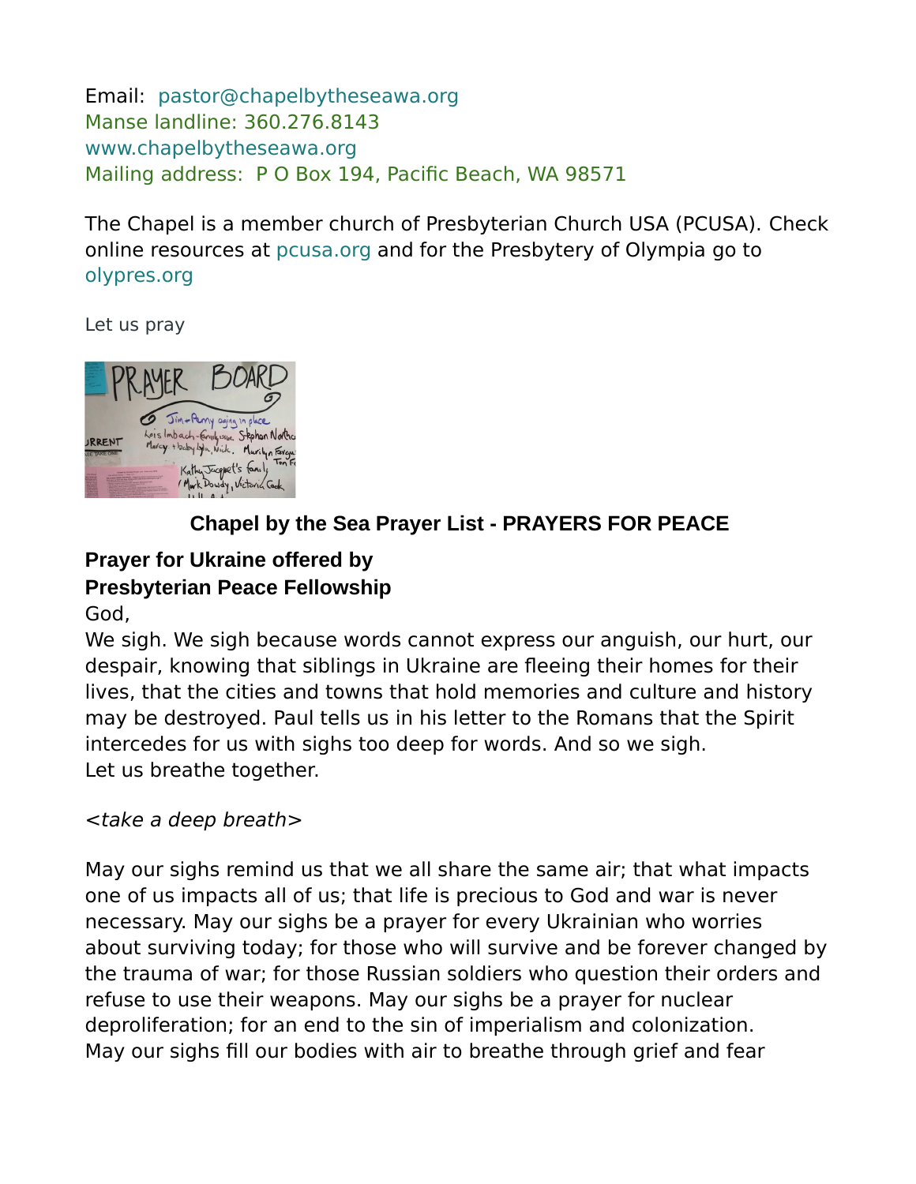Email: pastor@chapelbytheseawa.org
Manse landline: 360.276.8143
www.chapelbytheseawa.org
Mailing address: P O Box 194, Pacific Beach, WA 98571

The Chapel is a member church of Presbyterian Church USA (PCUSA). Check online resources at pcusa.org and for the Presbytery of Olympia go to olypres.org

Let us pray

## Chapel by the Sea Prayer List - PRAYERS FOR PEACE

### Prayer for Ukraine offered by Presbyterian Peace Fellowship

God,
We sigh. We sigh because words cannot express our anguish, our hurt, our despair, knowing that siblings in Ukraine are fleeing their homes for their lives, that the cities and towns that hold memories and culture and history may be destroyed. Paul tells us in his letter to the Romans that the Spirit intercedes for us with sighs too deep for words. And so we sigh.
Let us breathe together.

*<take a deep breath>*

May our sighs remind us that we all share the same air; that what impacts one of us impacts all of us; that life is precious to God and war is never necessary. May our sighs be a prayer for every Ukrainian who worries about surviving today; for those who will survive and be forever changed by the trauma of war; for those Russian soldiers who question their orders and refuse to use their weapons. May our sighs be a prayer for nuclear deproliferation; for an end to the sin of imperialism and colonization.
May our sighs fill our bodies with air to breathe through grief and fear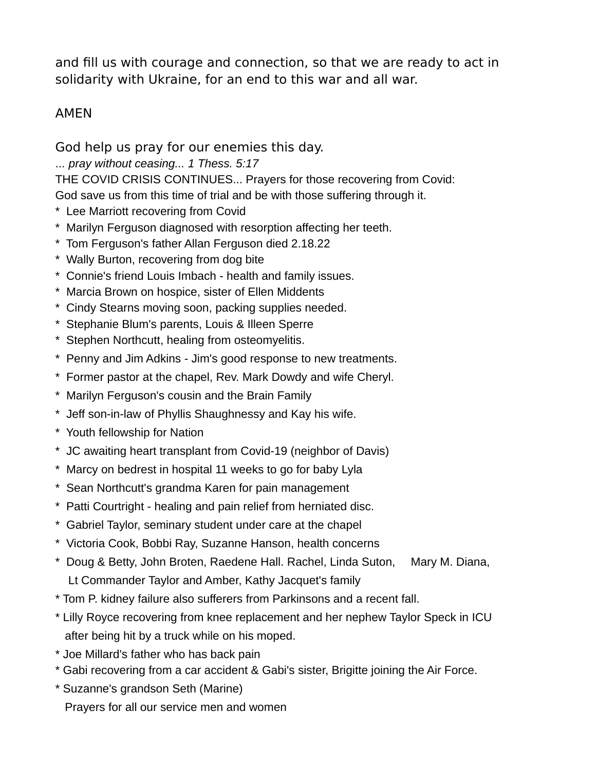and fill us with courage and connection, so that we are ready to act in solidarity with Ukraine, for an end to this war and all war.

AMEN

God help us pray for our enemies this day.

*... pray without ceasing... 1 Thess. 5:17*

THE COVID CRISIS CONTINUES... Prayers for those recovering from Covid:
God save us from this time of trial and be with those suffering through it.

* Lee Marriott recovering from Covid
* Marilyn Ferguson diagnosed with resorption affecting her teeth.
* Tom Ferguson's father Allan Ferguson died 2.18.22
* Wally Burton, recovering from dog bite
* Connie's friend Louis Imbach - health and family issues.
* Marcia Brown on hospice, sister of Ellen Middents
* Cindy Stearns moving soon, packing supplies needed.
* Stephanie Blum's parents, Louis & Illeen Sperre
* Stephen Northcutt, healing from osteomyelitis.
* Penny and Jim Adkins - Jim's good response to new treatments.
* Former pastor at the chapel, Rev. Mark Dowdy and wife Cheryl.
* Marilyn Ferguson's cousin and the Brain Family
* Jeff son-in-law of Phyllis Shaughnessy and Kay his wife.
* Youth fellowship for Nation
* JC awaiting heart transplant from Covid-19 (neighbor of Davis)
* Marcy on bedrest in hospital 11 weeks to go for baby Lyla
* Sean Northcutt's grandma Karen for pain management
* Patti Courtright - healing and pain relief from herniated disc.
* Gabriel Taylor, seminary student under care at the chapel
* Victoria Cook, Bobbi Ray, Suzanne Hanson, health concerns
* Doug & Betty, John Broten, Raedene Hall. Rachel, Linda Suton, Mary M. Diana, Lt Commander Taylor and Amber, Kathy Jacquet's family
* Tom P. kidney failure also sufferers from Parkinsons and a recent fall.
* Lilly Royce recovering from knee replacement and her nephew Taylor Speck in ICU after being hit by a truck while on his moped.
* Joe Millard's father who has back pain
* Gabi recovering from a car accident & Gabi's sister, Brigitte joining the Air Force.
* Suzanne's grandson Seth (Marine)
  Prayers for all our service men and women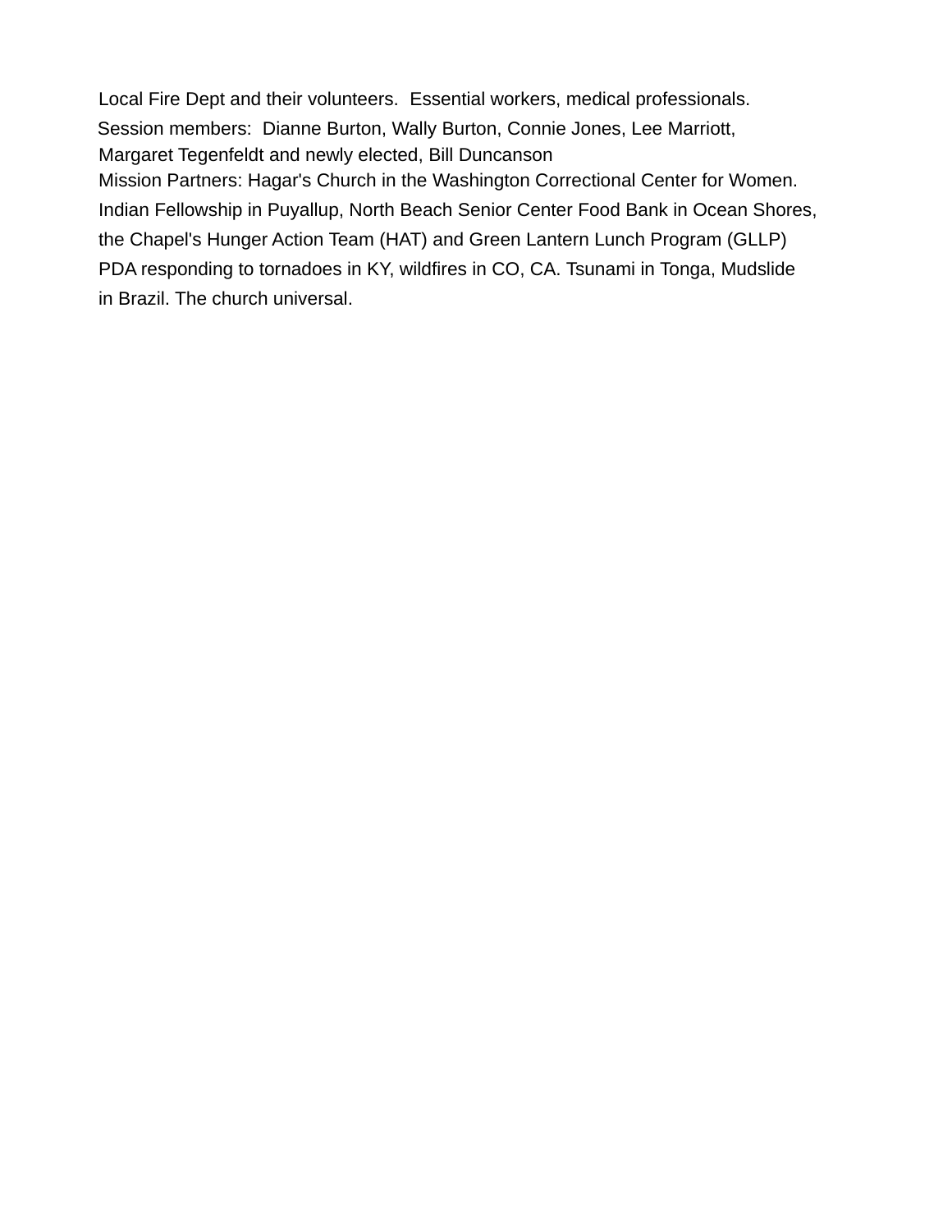Local Fire Dept and their volunteers. Essential workers, medical professionals.

Session members: Dianne Burton, Wally Burton, Connie Jones, Lee Marriott, Margaret Tegenfeldt and newly elected, Bill Duncanson

Mission Partners: Hagar's Church in the Washington Correctional Center for Women. Indian Fellowship in Puyallup, North Beach Senior Center Food Bank in Ocean Shores, the Chapel's Hunger Action Team (HAT) and Green Lantern Lunch Program (GLLP)

PDA responding to tornadoes in KY, wildfires in CO, CA. Tsunami in Tonga, Mudslide in Brazil. The church universal.